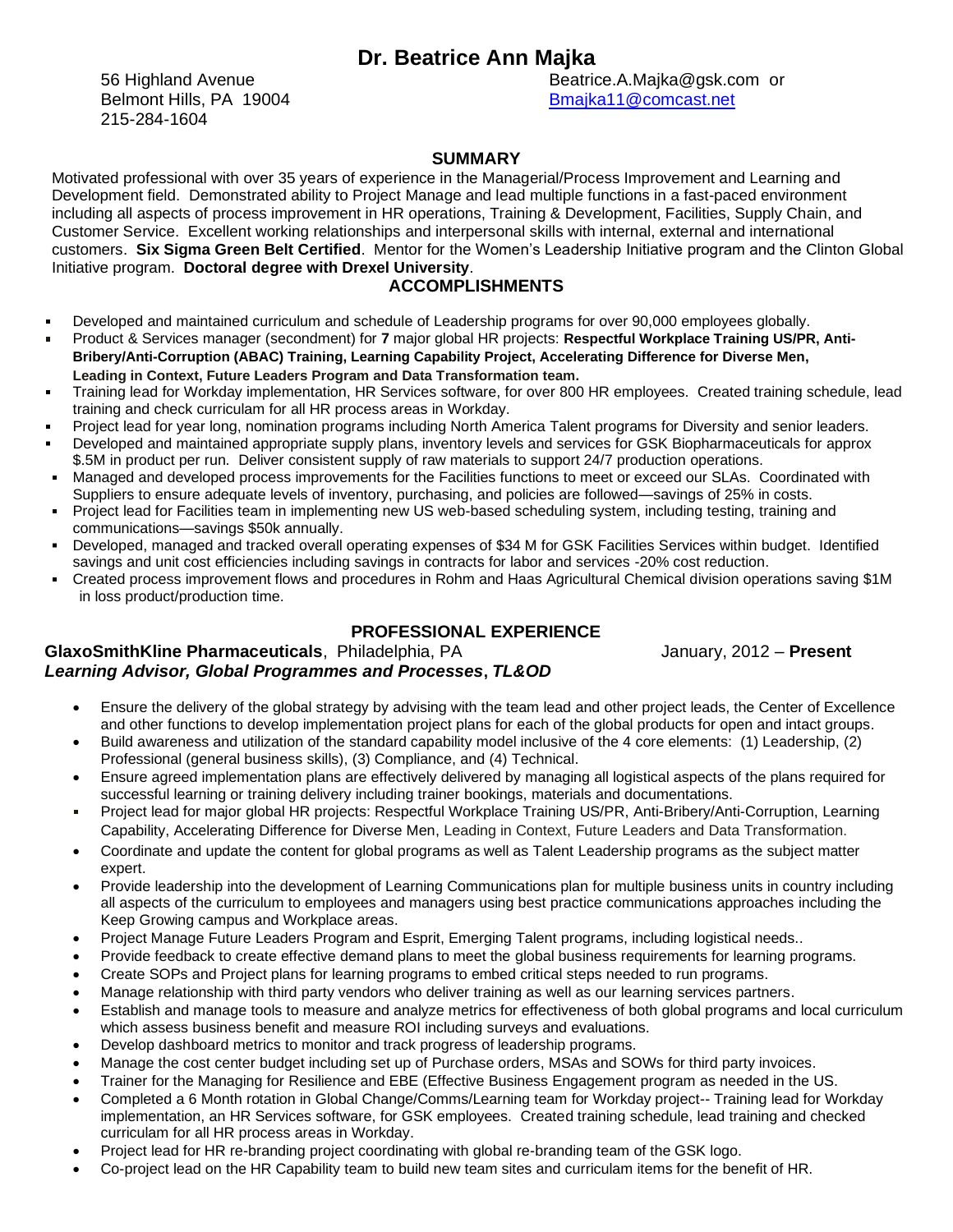# Dr. Beatrice Ann Majka

56 Highland Avenue
Belmont Hills, PA 19004
215-284-1604

Beatrice.A.Majka@gsk.com or
Bmajka11@comcast.net

## SUMMARY

Motivated professional with over 35 years of experience in the Managerial/Process Improvement and Learning and Development field. Demonstrated ability to Project Manage and lead multiple functions in a fast-paced environment including all aspects of process improvement in HR operations, Training & Development, Facilities, Supply Chain, and Customer Service. Excellent working relationships and interpersonal skills with internal, external and international customers. **Six Sigma Green Belt Certified**. Mentor for the Women's Leadership Initiative program and the Clinton Global Initiative program. **Doctoral degree with Drexel University**.

## ACCOMPLISHMENTS

- Developed and maintained curriculum and schedule of Leadership programs for over 90,000 employees globally.
- Product & Services manager (secondment) for **7** major global HR projects: **Respectful Workplace Training US/PR, Anti-Bribery/Anti-Corruption (ABAC) Training, Learning Capability Project, Accelerating Difference for Diverse Men, Leading in Context, Future Leaders Program and Data Transformation team.**
- Training lead for Workday implementation, HR Services software, for over 800 HR employees. Created training schedule, lead training and check curriculam for all HR process areas in Workday.
- Project lead for year long, nomination programs including North America Talent programs for Diversity and senior leaders.
- Developed and maintained appropriate supply plans, inventory levels and services for GSK Biopharmaceuticals for approx $.5M in product per run. Deliver consistent supply of raw materials to support 24/7 production operations.
- Managed and developed process improvements for the Facilities functions to meet or exceed our SLAs. Coordinated with Suppliers to ensure adequate levels of inventory, purchasing, and policies are followed—savings of 25% in costs.
- Project lead for Facilities team in implementing new US web-based scheduling system, including testing, training and communications—savings $50k annually.
- Developed, managed and tracked overall operating expenses of $34 M for GSK Facilities Services within budget. Identified savings and unit cost efficiencies including savings in contracts for labor and services -20% cost reduction.
- Created process improvement flows and procedures in Rohm and Haas Agricultural Chemical division operations saving $1M in loss product/production time.

## PROFESSIONAL EXPERIENCE

**GlaxoSmithKline Pharmaceuticals**, Philadelphia, PA — January, 2012 – **Present**

***Learning Advisor, Global Programmes and Processes*, *TL&OD***

- Ensure the delivery of the global strategy by advising with the team lead and other project leads, the Center of Excellence and other functions to develop implementation project plans for each of the global products for open and intact groups.
- Build awareness and utilization of the standard capability model inclusive of the 4 core elements: (1) Leadership, (2) Professional (general business skills), (3) Compliance, and (4) Technical.
- Ensure agreed implementation plans are effectively delivered by managing all logistical aspects of the plans required for successful learning or training delivery including trainer bookings, materials and documentations.
- Project lead for major global HR projects: Respectful Workplace Training US/PR, Anti-Bribery/Anti-Corruption, Learning Capability, Accelerating Difference for Diverse Men, Leading in Context, Future Leaders and Data Transformation.
- Coordinate and update the content for global programs as well as Talent Leadership programs as the subject matter expert.
- Provide leadership into the development of Learning Communications plan for multiple business units in country including all aspects of the curriculum to employees and managers using best practice communications approaches including the Keep Growing campus and Workplace areas.
- Project Manage Future Leaders Program and Esprit, Emerging Talent programs, including logistical needs..
- Provide feedback to create effective demand plans to meet the global business requirements for learning programs.
- Create SOPs and Project plans for learning programs to embed critical steps needed to run programs.
- Manage relationship with third party vendors who deliver training as well as our learning services partners.
- Establish and manage tools to measure and analyze metrics for effectiveness of both global programs and local curriculum which assess business benefit and measure ROI including surveys and evaluations.
- Develop dashboard metrics to monitor and track progress of leadership programs.
- Manage the cost center budget including set up of Purchase orders, MSAs and SOWs for third party invoices.
- Trainer for the Managing for Resilience and EBE (Effective Business Engagement program as needed in the US.
- Completed a 6 Month rotation in Global Change/Comms/Learning team for Workday project-- Training lead for Workday implementation, an HR Services software, for GSK employees. Created training schedule, lead training and checked curriculam for all HR process areas in Workday.
- Project lead for HR re-branding project coordinating with global re-branding team of the GSK logo.
- Co-project lead on the HR Capability team to build new team sites and curriculam items for the benefit of HR.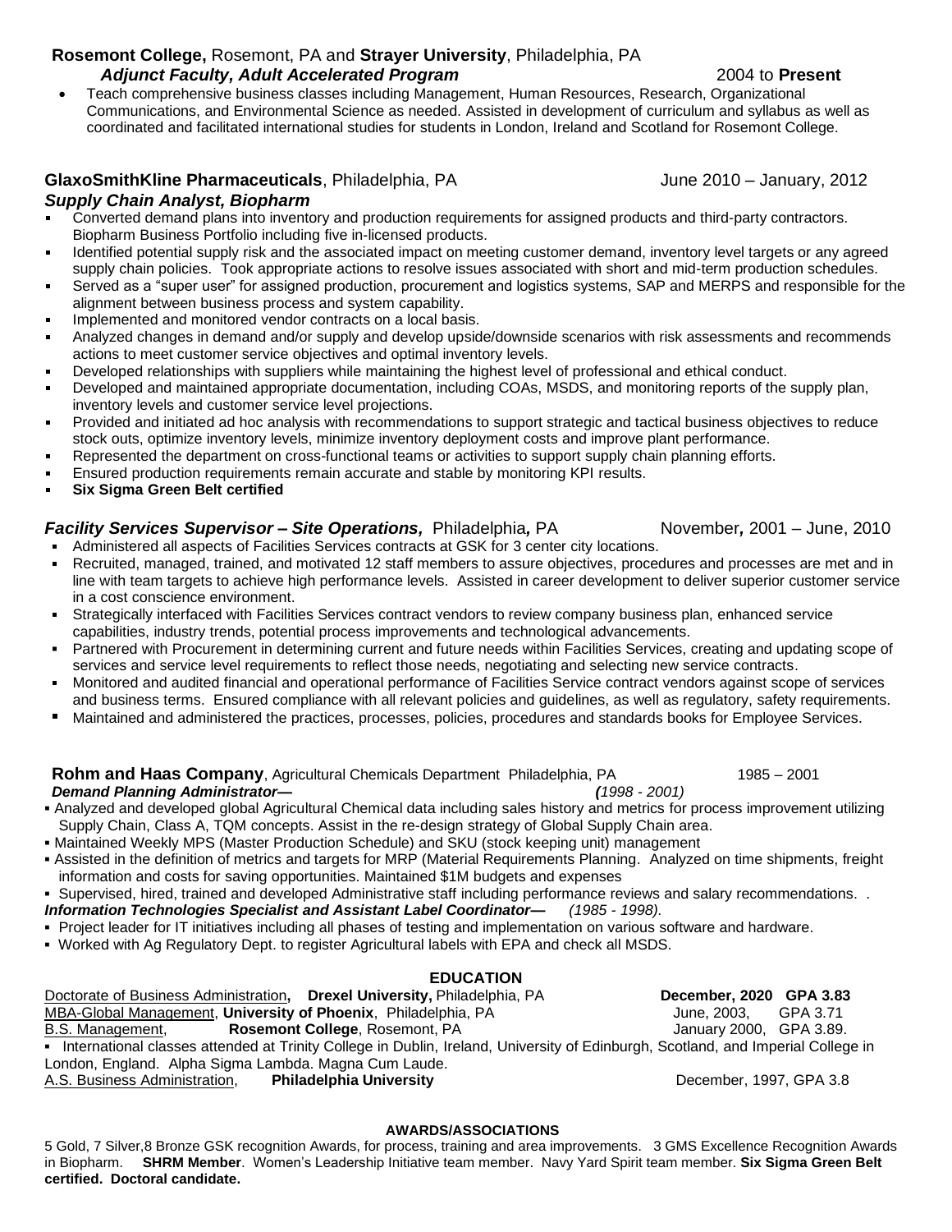**Rosemont College,** Rosemont, PA and **Strayer University**, Philadelphia, PA
***Adjunct Faculty, Adult Accelerated Program*** 2004 to **Present**

- Teach comprehensive business classes including Management, Human Resources, Research, Organizational Communications, and Environmental Science as needed. Assisted in development of curriculum and syllabus as well as coordinated and facilitated international studies for students in London, Ireland and Scotland for Rosemont College.

**GlaxoSmithKline Pharmaceuticals**, Philadelphia, PA June 2010 – January, 2012
***Supply Chain Analyst, Biopharm***

- Converted demand plans into inventory and production requirements for assigned products and third-party contractors. Biopharm Business Portfolio including five in-licensed products.
- Identified potential supply risk and the associated impact on meeting customer demand, inventory level targets or any agreed supply chain policies. Took appropriate actions to resolve issues associated with short and mid-term production schedules.
- Served as a "super user" for assigned production, procurement and logistics systems, SAP and MERPS and responsible for the alignment between business process and system capability.
- Implemented and monitored vendor contracts on a local basis.
- Analyzed changes in demand and/or supply and develop upside/downside scenarios with risk assessments and recommends actions to meet customer service objectives and optimal inventory levels.
- Developed relationships with suppliers while maintaining the highest level of professional and ethical conduct.
- Developed and maintained appropriate documentation, including COAs, MSDS, and monitoring reports of the supply plan, inventory levels and customer service level projections.
- Provided and initiated ad hoc analysis with recommendations to support strategic and tactical business objectives to reduce stock outs, optimize inventory levels, minimize inventory deployment costs and improve plant performance.
- Represented the department on cross-functional teams or activities to support supply chain planning efforts.
- Ensured production requirements remain accurate and stable by monitoring KPI results.
- **Six Sigma Green Belt certified**

***Facility Services Supervisor – Site Operations,*** Philadelphia, PA November, 2001 – June, 2010

- Administered all aspects of Facilities Services contracts at GSK for 3 center city locations.
- Recruited, managed, trained, and motivated 12 staff members to assure objectives, procedures and processes are met and in line with team targets to achieve high performance levels. Assisted in career development to deliver superior customer service in a cost conscience environment.
- Strategically interfaced with Facilities Services contract vendors to review company business plan, enhanced service capabilities, industry trends, potential process improvements and technological advancements.
- Partnered with Procurement in determining current and future needs within Facilities Services, creating and updating scope of services and service level requirements to reflect those needs, negotiating and selecting new service contracts.
- Monitored and audited financial and operational performance of Facilities Service contract vendors against scope of services and business terms. Ensured compliance with all relevant policies and guidelines, as well as regulatory, safety requirements.
- Maintained and administered the practices, processes, policies, procedures and standards books for Employee Services.

**Rohm and Haas Company**, Agricultural Chemicals Department Philadelphia, PA 1985 – 2001
***Demand Planning Administrator—*** ***(1998 - 2001)***

- Analyzed and developed global Agricultural Chemical data including sales history and metrics for process improvement utilizing Supply Chain, Class A, TQM concepts. Assist in the re-design strategy of Global Supply Chain area.
- Maintained Weekly MPS (Master Production Schedule) and SKU (stock keeping unit) management
- Assisted in the definition of metrics and targets for MRP (Material Requirements Planning. Analyzed on time shipments, freight information and costs for saving opportunities. Maintained $1M budgets and expenses
- Supervised, hired, trained and developed Administrative staff including performance reviews and salary recommendations. .

***Information Technologies Specialist and Assistant Label Coordinator—*** *(1985 - 1998)*.

- Project leader for IT initiatives including all phases of testing and implementation on various software and hardware.
- Worked with Ag Regulatory Dept. to register Agricultural labels with EPA and check all MSDS.

## EDUCATION

Doctorate of Business Administration**, Drexel University,** Philadelphia, PA **December, 2020 GPA 3.83**
MBA-Global Management, **University of Phoenix**, Philadelphia, PA June, 2003, GPA 3.71
B.S. Management, **Rosemont College**, Rosemont, PA January 2000, GPA 3.89.

- International classes attended at Trinity College in Dublin, Ireland, University of Edinburgh, Scotland, and Imperial College in London, England. Alpha Sigma Lambda. Magna Cum Laude.

A.S. Business Administration, **Philadelphia University** December, 1997, GPA 3.8

## AWARDS/ASSOCIATIONS

5 Gold, 7 Silver,8 Bronze GSK recognition Awards, for process, training and area improvements. 3 GMS Excellence Recognition Awards in Biopharm. **SHRM Member**. Women's Leadership Initiative team member. Navy Yard Spirit team member. **Six Sigma Green Belt certified. Doctoral candidate.**